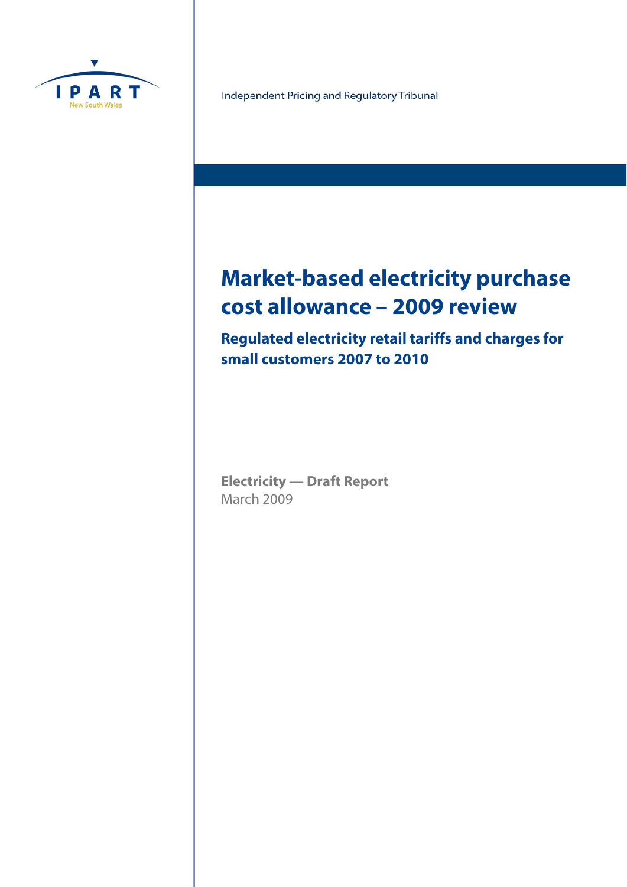IPART

New South Wales

Independent Pricing and Regulatory Tribunal

# Market-based electricity purchase cost allowance – 2009 review

## Regulated electricity retail tariffs and charges for small customers 2007 to 2010

**Electricity — Draft Report**

March 2009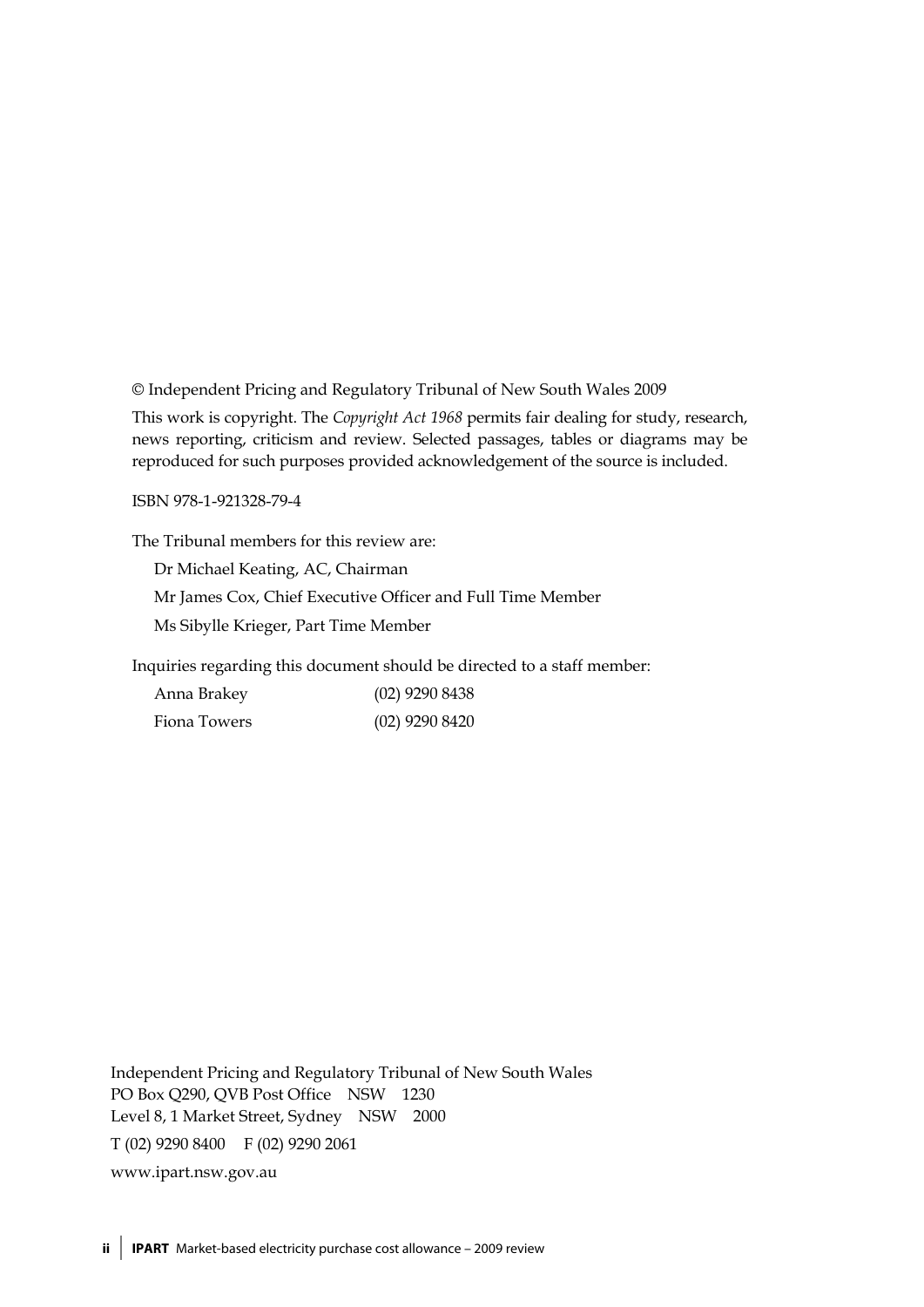© Independent Pricing and Regulatory Tribunal of New South Wales 2009

This work is copyright. The *Copyright Act 1968* permits fair dealing for study, research, news reporting, criticism and review. Selected passages, tables or diagrams may be reproduced for such purposes provided acknowledgement of the source is included.

ISBN 978-1-921328-79-4

The Tribunal members for this review are:

Dr Michael Keating, AC, Chairman

Mr James Cox, Chief Executive Officer and Full Time Member

Ms Sibylle Krieger, Part Time Member

Inquiries regarding this document should be directed to a staff member:

| | |
|---|---|
| Anna Brakey | (02) 9290 8438 |
| Fiona Towers | (02) 9290 8420 |

Independent Pricing and Regulatory Tribunal of New South Wales
PO Box Q290, QVB Post Office NSW 1230
Level 8, 1 Market Street, Sydney NSW 2000

T (02) 9290 8400 F (02) 9290 2061

www.ipart.nsw.gov.au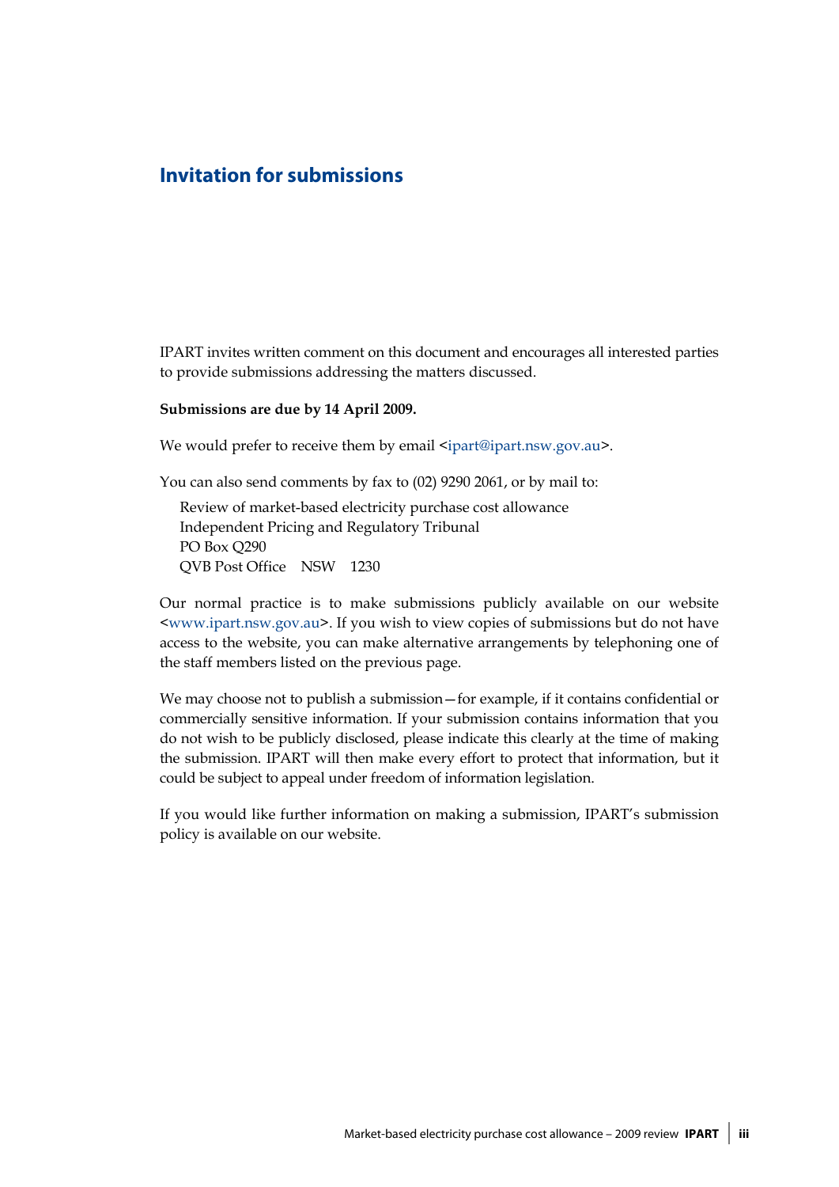## Invitation for submissions

IPART invites written comment on this document and encourages all interested parties to provide submissions addressing the matters discussed.

**Submissions are due by 14 April 2009.**

We would prefer to receive them by email <ipart@ipart.nsw.gov.au>.

You can also send comments by fax to (02) 9290 2061, or by mail to:

Review of market-based electricity purchase cost allowance
Independent Pricing and Regulatory Tribunal
PO Box Q290
QVB Post Office NSW 1230

Our normal practice is to make submissions publicly available on our website <www.ipart.nsw.gov.au>. If you wish to view copies of submissions but do not have access to the website, you can make alternative arrangements by telephoning one of the staff members listed on the previous page.

We may choose not to publish a submission—for example, if it contains confidential or commercially sensitive information. If your submission contains information that you do not wish to be publicly disclosed, please indicate this clearly at the time of making the submission. IPART will then make every effort to protect that information, but it could be subject to appeal under freedom of information legislation.

If you would like further information on making a submission, IPART's submission policy is available on our website.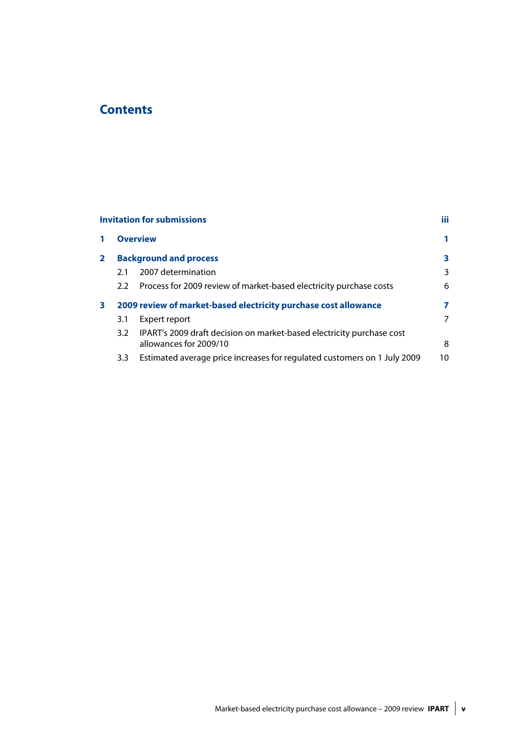# Contents

| | | |
|---|---|---|
| **Invitation for submissions** | | **iii** |
| **1** | **Overview** | **1** |
| **2** | **Background and process** | **3** |
| | 2.1 2007 determination | 3 |
| | 2.2 Process for 2009 review of market-based electricity purchase costs | 6 |
| **3** | **2009 review of market-based electricity purchase cost allowance** | **7** |
| | 3.1 Expert report | 7 |
| | 3.2 IPART's 2009 draft decision on market-based electricity purchase cost allowances for 2009/10 | 8 |
| | 3.3 Estimated average price increases for regulated customers on 1 July 2009 | 10 |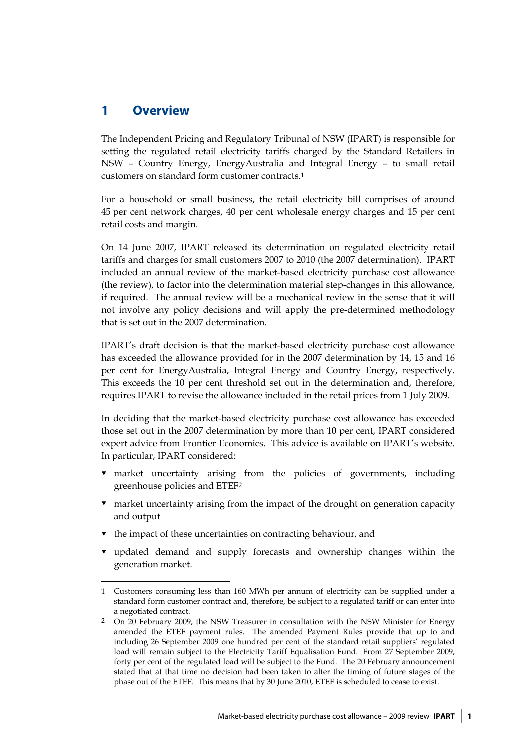# 1 Overview

The Independent Pricing and Regulatory Tribunal of NSW (IPART) is responsible for setting the regulated retail electricity tariffs charged by the Standard Retailers in NSW – Country Energy, EnergyAustralia and Integral Energy – to small retail customers on standard form customer contracts.[1]

For a household or small business, the retail electricity bill comprises of around 45 per cent network charges, 40 per cent wholesale energy charges and 15 per cent retail costs and margin.

On 14 June 2007, IPART released its determination on regulated electricity retail tariffs and charges for small customers 2007 to 2010 (the 2007 determination). IPART included an annual review of the market-based electricity purchase cost allowance (the review), to factor into the determination material step-changes in this allowance, if required. The annual review will be a mechanical review in the sense that it will not involve any policy decisions and will apply the pre-determined methodology that is set out in the 2007 determination.

IPART's draft decision is that the market-based electricity purchase cost allowance has exceeded the allowance provided for in the 2007 determination by 14, 15 and 16 per cent for EnergyAustralia, Integral Energy and Country Energy, respectively. This exceeds the 10 per cent threshold set out in the determination and, therefore, requires IPART to revise the allowance included in the retail prices from 1 July 2009.

In deciding that the market-based electricity purchase cost allowance has exceeded those set out in the 2007 determination by more than 10 per cent, IPART considered expert advice from Frontier Economics. This advice is available on IPART's website. In particular, IPART considered:

- market uncertainty arising from the policies of governments, including greenhouse policies and ETEF[2]
- market uncertainty arising from the impact of the drought on generation capacity and output
- the impact of these uncertainties on contracting behaviour, and
- updated demand and supply forecasts and ownership changes within the generation market.

---

1 Customers consuming less than 160 MWh per annum of electricity can be supplied under a standard form customer contract and, therefore, be subject to a regulated tariff or can enter into a negotiated contract.

2 On 20 February 2009, the NSW Treasurer in consultation with the NSW Minister for Energy amended the ETEF payment rules. The amended Payment Rules provide that up to and including 26 September 2009 one hundred per cent of the standard retail suppliers' regulated load will remain subject to the Electricity Tariff Equalisation Fund. From 27 September 2009, forty per cent of the regulated load will be subject to the Fund. The 20 February announcement stated that at that time no decision had been taken to alter the timing of future stages of the phase out of the ETEF. This means that by 30 June 2010, ETEF is scheduled to cease to exist.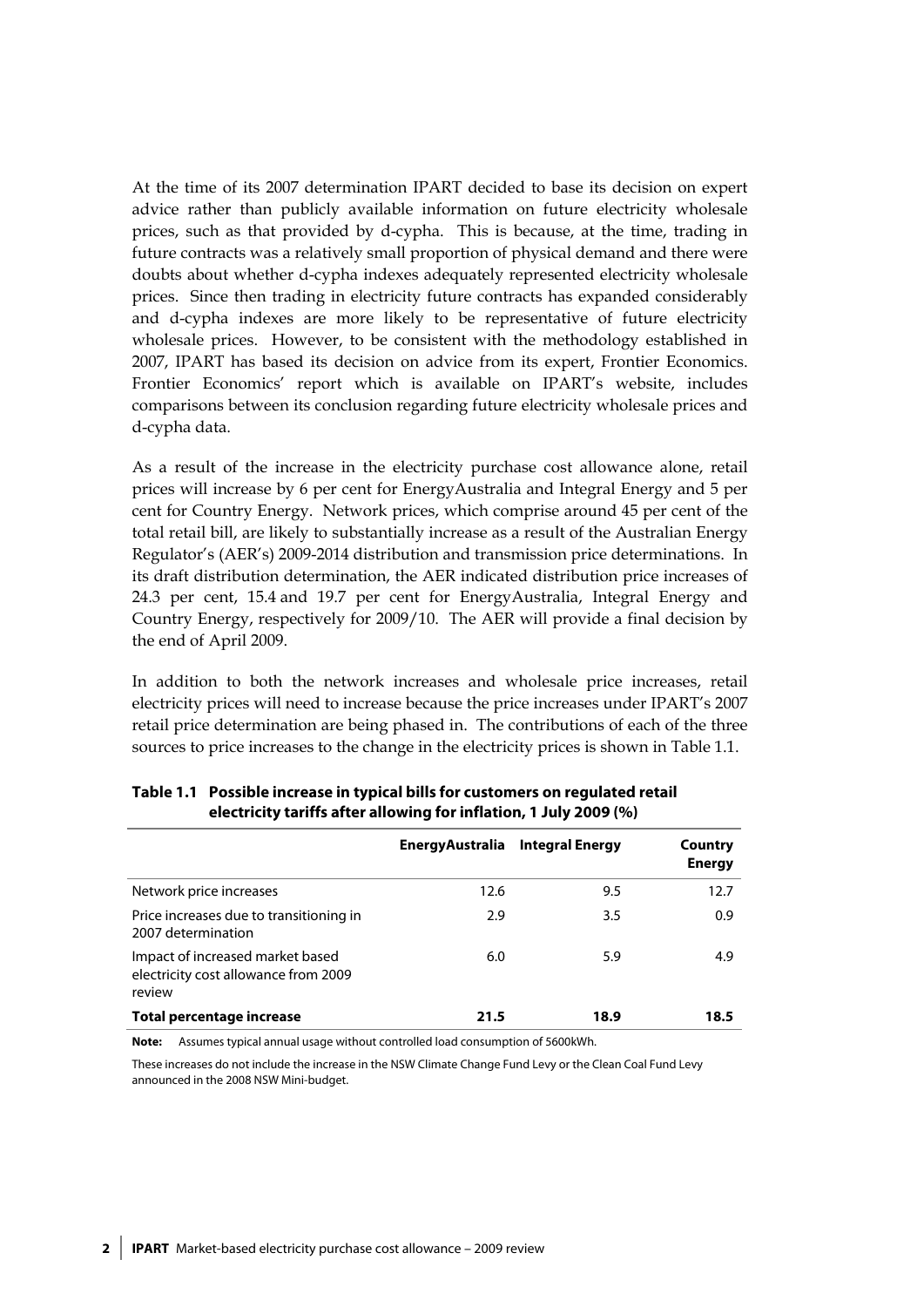At the time of its 2007 determination IPART decided to base its decision on expert advice rather than publicly available information on future electricity wholesale prices, such as that provided by d-cypha. This is because, at the time, trading in future contracts was a relatively small proportion of physical demand and there were doubts about whether d-cypha indexes adequately represented electricity wholesale prices. Since then trading in electricity future contracts has expanded considerably and d-cypha indexes are more likely to be representative of future electricity wholesale prices. However, to be consistent with the methodology established in 2007, IPART has based its decision on advice from its expert, Frontier Economics. Frontier Economics' report which is available on IPART's website, includes comparisons between its conclusion regarding future electricity wholesale prices and d-cypha data.

As a result of the increase in the electricity purchase cost allowance alone, retail prices will increase by 6 per cent for EnergyAustralia and Integral Energy and 5 per cent for Country Energy. Network prices, which comprise around 45 per cent of the total retail bill, are likely to substantially increase as a result of the Australian Energy Regulator's (AER's) 2009-2014 distribution and transmission price determinations. In its draft distribution determination, the AER indicated distribution price increases of 24.3 per cent, 15.4 and 19.7 per cent for EnergyAustralia, Integral Energy and Country Energy, respectively for 2009/10. The AER will provide a final decision by the end of April 2009.

In addition to both the network increases and wholesale price increases, retail electricity prices will need to increase because the price increases under IPART's 2007 retail price determination are being phased in. The contributions of each of the three sources to price increases to the change in the electricity prices is shown in Table 1.1.

**Table 1.1 Possible increase in typical bills for customers on regulated retail electricity tariffs after allowing for inflation, 1 July 2009 (%)**

| | EnergyAustralia | Integral Energy | Country Energy |
|---|---|---|---|
| Network price increases | 12.6 | 9.5 | 12.7 |
| Price increases due to transitioning in 2007 determination | 2.9 | 3.5 | 0.9 |
| Impact of increased market based electricity cost allowance from 2009 review | 6.0 | 5.9 | 4.9 |
| **Total percentage increase** | **21.5** | **18.9** | **18.5** |

**Note:** Assumes typical annual usage without controlled load consumption of 5600kWh.

These increases do not include the increase in the NSW Climate Change Fund Levy or the Clean Coal Fund Levy announced in the 2008 NSW Mini-budget.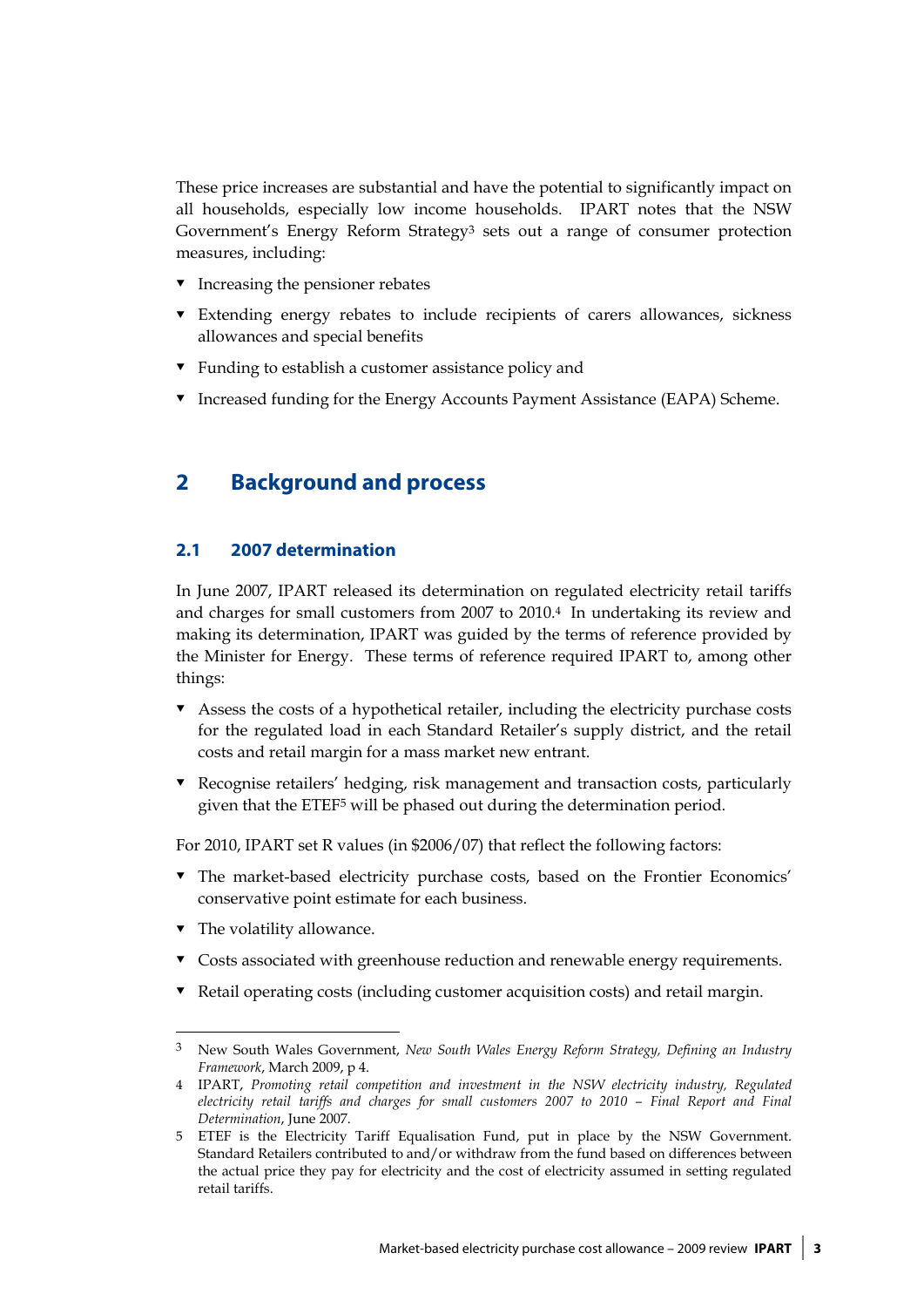These price increases are substantial and have the potential to significantly impact on all households, especially low income households. IPART notes that the NSW Government's Energy Reform Strategy[3] sets out a range of consumer protection measures, including:

- Increasing the pensioner rebates
- Extending energy rebates to include recipients of carers allowances, sickness allowances and special benefits
- Funding to establish a customer assistance policy and
- Increased funding for the Energy Accounts Payment Assistance (EAPA) Scheme.

## 2 Background and process

### 2.1 2007 determination

In June 2007, IPART released its determination on regulated electricity retail tariffs and charges for small customers from 2007 to 2010.[4] In undertaking its review and making its determination, IPART was guided by the terms of reference provided by the Minister for Energy. These terms of reference required IPART to, among other things:

- Assess the costs of a hypothetical retailer, including the electricity purchase costs for the regulated load in each Standard Retailer's supply district, and the retail costs and retail margin for a mass market new entrant.
- Recognise retailers' hedging, risk management and transaction costs, particularly given that the ETEF[5] will be phased out during the determination period.

For 2010, IPART set R values (in $2006/07) that reflect the following factors:

- The market-based electricity purchase costs, based on the Frontier Economics' conservative point estimate for each business.
- The volatility allowance.
- Costs associated with greenhouse reduction and renewable energy requirements.
- Retail operating costs (including customer acquisition costs) and retail margin.

---

[3] New South Wales Government, *New South Wales Energy Reform Strategy, Defining an Industry Framework*, March 2009, p 4.

[4] IPART, *Promoting retail competition and investment in the NSW electricity industry, Regulated electricity retail tariffs and charges for small customers 2007 to 2010 – Final Report and Final Determination*, June 2007.

[5] ETEF is the Electricity Tariff Equalisation Fund, put in place by the NSW Government. Standard Retailers contributed to and/or withdraw from the fund based on differences between the actual price they pay for electricity and the cost of electricity assumed in setting regulated retail tariffs.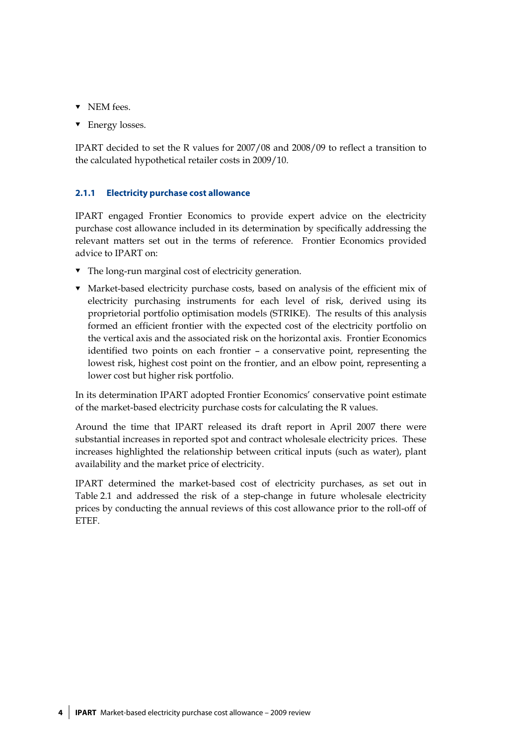- NEM fees.
- Energy losses.

IPART decided to set the R values for 2007/08 and 2008/09 to reflect a transition to the calculated hypothetical retailer costs in 2009/10.

### 2.1.1 Electricity purchase cost allowance

IPART engaged Frontier Economics to provide expert advice on the electricity purchase cost allowance included in its determination by specifically addressing the relevant matters set out in the terms of reference. Frontier Economics provided advice to IPART on:

- The long-run marginal cost of electricity generation.
- Market-based electricity purchase costs, based on analysis of the efficient mix of electricity purchasing instruments for each level of risk, derived using its proprietorial portfolio optimisation models (STRIKE). The results of this analysis formed an efficient frontier with the expected cost of the electricity portfolio on the vertical axis and the associated risk on the horizontal axis. Frontier Economics identified two points on each frontier – a conservative point, representing the lowest risk, highest cost point on the frontier, and an elbow point, representing a lower cost but higher risk portfolio.

In its determination IPART adopted Frontier Economics' conservative point estimate of the market-based electricity purchase costs for calculating the R values.

Around the time that IPART released its draft report in April 2007 there were substantial increases in reported spot and contract wholesale electricity prices. These increases highlighted the relationship between critical inputs (such as water), plant availability and the market price of electricity.

IPART determined the market-based cost of electricity purchases, as set out in Table 2.1 and addressed the risk of a step-change in future wholesale electricity prices by conducting the annual reviews of this cost allowance prior to the roll-off of ETEF.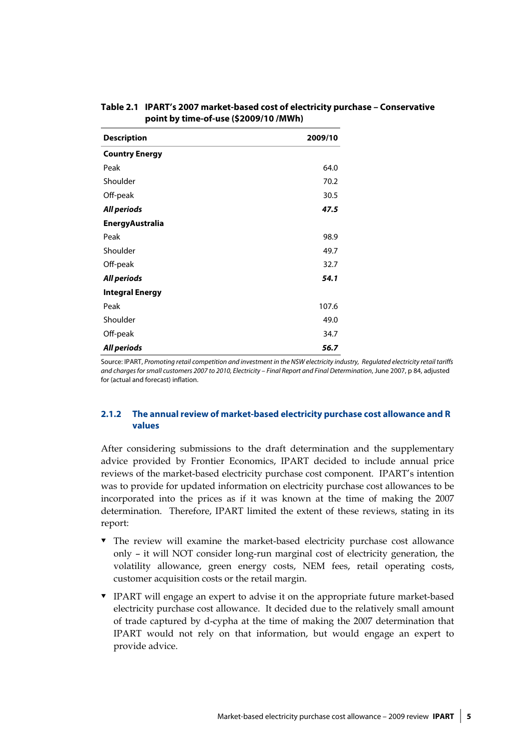**Table 2.1 IPART's 2007 market-based cost of electricity purchase – Conservative point by time-of-use ($2009/10 /MWh)**

| Description | 2009/10 |
|---|---|
| **Country Energy** | |
| Peak | 64.0 |
| Shoulder | 70.2 |
| Off-peak | 30.5 |
| ***All periods*** | ***47.5*** |
| **EnergyAustralia** | |
| Peak | 98.9 |
| Shoulder | 49.7 |
| Off-peak | 32.7 |
| ***All periods*** | ***54.1*** |
| **Integral Energy** | |
| Peak | 107.6 |
| Shoulder | 49.0 |
| Off-peak | 34.7 |
| ***All periods*** | ***56.7*** |

Source: IPART, *Promoting retail competition and investment in the NSW electricity industry, Regulated electricity retail tariffs and charges for small customers 2007 to 2010, Electricity – Final Report and Final Determination*, June 2007, p 84, adjusted for (actual and forecast) inflation.

### 2.1.2 The annual review of market-based electricity purchase cost allowance and R values

After considering submissions to the draft determination and the supplementary advice provided by Frontier Economics, IPART decided to include annual price reviews of the market-based electricity purchase cost component. IPART's intention was to provide for updated information on electricity purchase cost allowances to be incorporated into the prices as if it was known at the time of making the 2007 determination. Therefore, IPART limited the extent of these reviews, stating in its report:

- The review will examine the market-based electricity purchase cost allowance only – it will NOT consider long-run marginal cost of electricity generation, the volatility allowance, green energy costs, NEM fees, retail operating costs, customer acquisition costs or the retail margin.
- IPART will engage an expert to advise it on the appropriate future market-based electricity purchase cost allowance. It decided due to the relatively small amount of trade captured by d-cypha at the time of making the 2007 determination that IPART would not rely on that information, but would engage an expert to provide advice.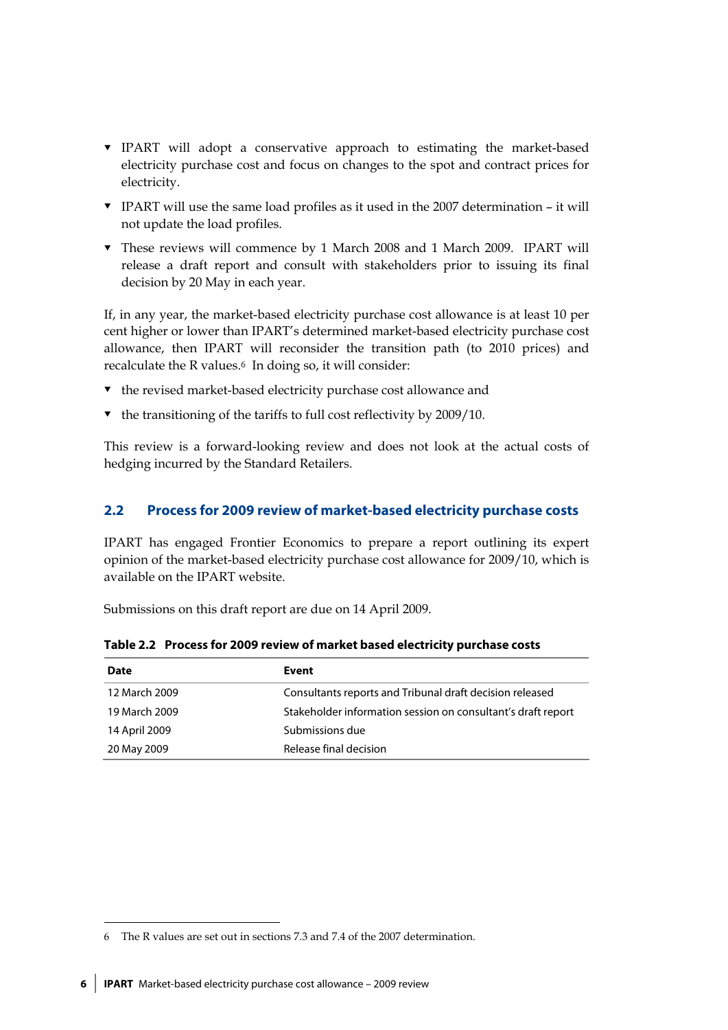- IPART will adopt a conservative approach to estimating the market-based electricity purchase cost and focus on changes to the spot and contract prices for electricity.
- IPART will use the same load profiles as it used in the 2007 determination – it will not update the load profiles.
- These reviews will commence by 1 March 2008 and 1 March 2009. IPART will release a draft report and consult with stakeholders prior to issuing its final decision by 20 May in each year.

If, in any year, the market-based electricity purchase cost allowance is at least 10 per cent higher or lower than IPART's determined market-based electricity purchase cost allowance, then IPART will reconsider the transition path (to 2010 prices) and recalculate the R values.[6] In doing so, it will consider:

- the revised market-based electricity purchase cost allowance and
- the transitioning of the tariffs to full cost reflectivity by 2009/10.

This review is a forward-looking review and does not look at the actual costs of hedging incurred by the Standard Retailers.

## 2.2 Process for 2009 review of market-based electricity purchase costs

IPART has engaged Frontier Economics to prepare a report outlining its expert opinion of the market-based electricity purchase cost allowance for 2009/10, which is available on the IPART website.

Submissions on this draft report are due on 14 April 2009.

**Table 2.2 Process for 2009 review of market based electricity purchase costs**

| Date | Event |
|---|---|
| 12 March 2009 | Consultants reports and Tribunal draft decision released |
| 19 March 2009 | Stakeholder information session on consultant's draft report |
| 14 April 2009 | Submissions due |
| 20 May 2009 | Release final decision |

6 The R values are set out in sections 7.3 and 7.4 of the 2007 determination.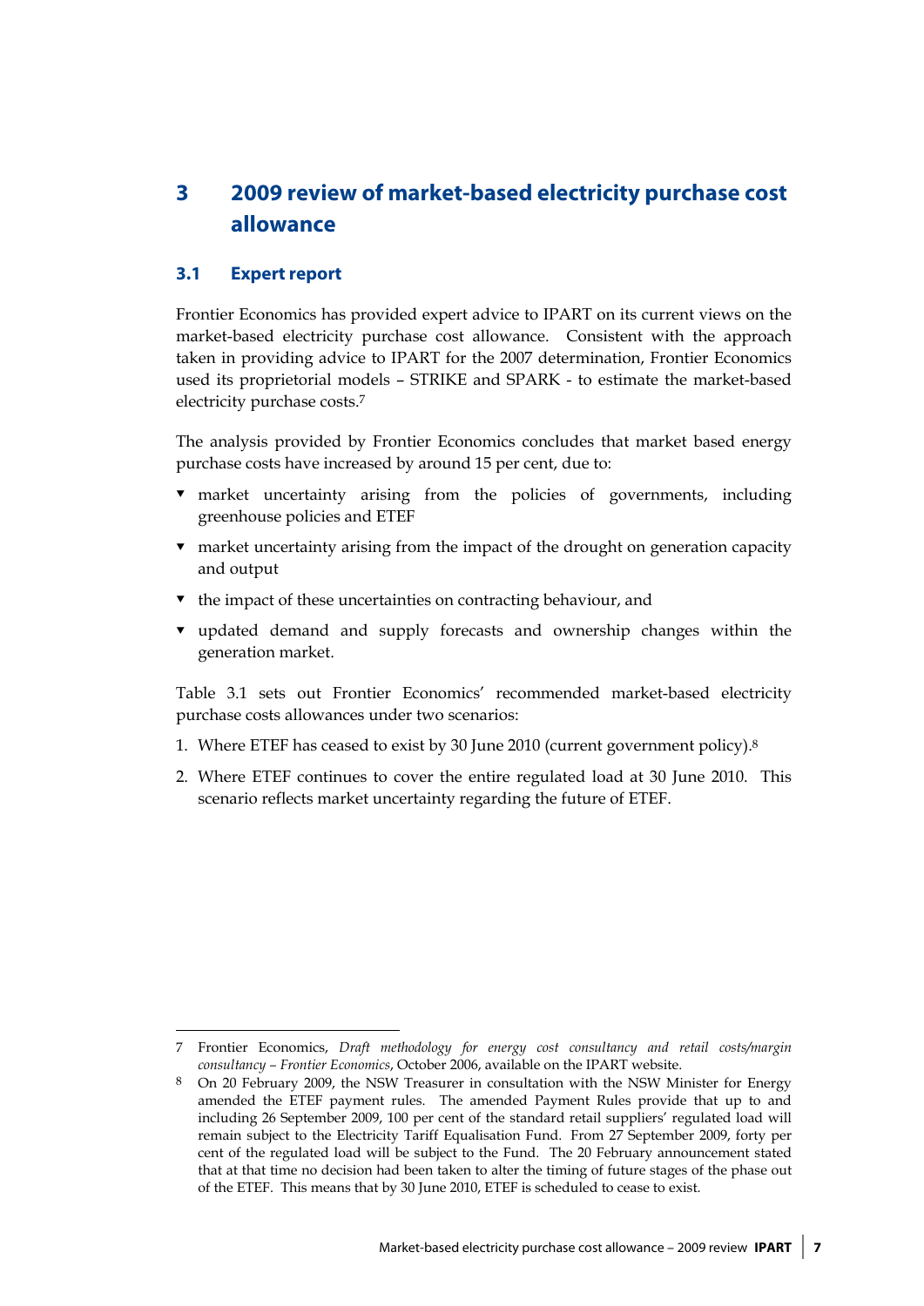# 3 2009 review of market-based electricity purchase cost allowance

## 3.1 Expert report

Frontier Economics has provided expert advice to IPART on its current views on the market-based electricity purchase cost allowance. Consistent with the approach taken in providing advice to IPART for the 2007 determination, Frontier Economics used its proprietorial models – STRIKE and SPARK - to estimate the market-based electricity purchase costs.[7]

The analysis provided by Frontier Economics concludes that market based energy purchase costs have increased by around 15 per cent, due to:

- market uncertainty arising from the policies of governments, including greenhouse policies and ETEF
- market uncertainty arising from the impact of the drought on generation capacity and output
- the impact of these uncertainties on contracting behaviour, and
- updated demand and supply forecasts and ownership changes within the generation market.

Table 3.1 sets out Frontier Economics' recommended market-based electricity purchase costs allowances under two scenarios:

1. Where ETEF has ceased to exist by 30 June 2010 (current government policy).[8]
2. Where ETEF continues to cover the entire regulated load at 30 June 2010. This scenario reflects market uncertainty regarding the future of ETEF.

---

7 Frontier Economics, *Draft methodology for energy cost consultancy and retail costs/margin consultancy – Frontier Economics*, October 2006, available on the IPART website.

8 On 20 February 2009, the NSW Treasurer in consultation with the NSW Minister for Energy amended the ETEF payment rules. The amended Payment Rules provide that up to and including 26 September 2009, 100 per cent of the standard retail suppliers' regulated load will remain subject to the Electricity Tariff Equalisation Fund. From 27 September 2009, forty per cent of the regulated load will be subject to the Fund. The 20 February announcement stated that at that time no decision had been taken to alter the timing of future stages of the phase out of the ETEF. This means that by 30 June 2010, ETEF is scheduled to cease to exist.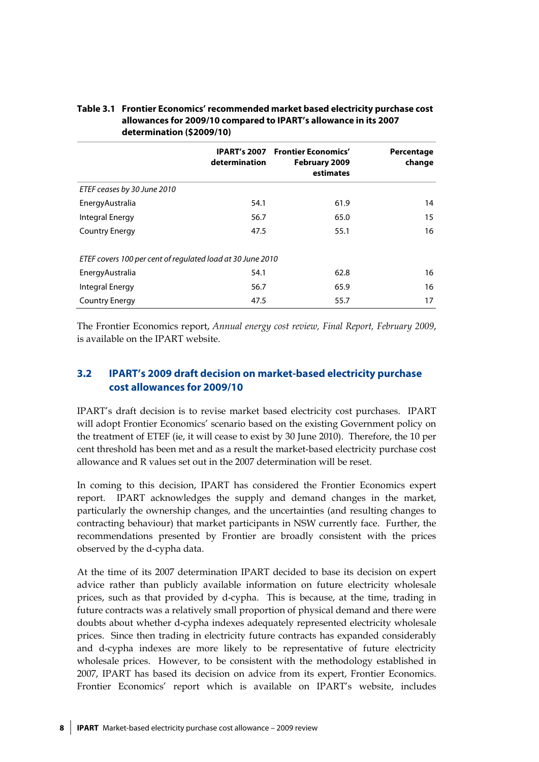**Table 3.1 Frontier Economics' recommended market based electricity purchase cost allowances for 2009/10 compared to IPART's allowance in its 2007 determination ($2009/10)**

| | IPART's 2007 determination | Frontier Economics' February 2009 estimates | Percentage change |
|---|---|---|---|
| *ETEF ceases by 30 June 2010* | | | |
| EnergyAustralia | 54.1 | 61.9 | 14 |
| Integral Energy | 56.7 | 65.0 | 15 |
| Country Energy | 47.5 | 55.1 | 16 |
| *ETEF covers 100 per cent of regulated load at 30 June 2010* | | | |
| EnergyAustralia | 54.1 | 62.8 | 16 |
| Integral Energy | 56.7 | 65.9 | 16 |
| Country Energy | 47.5 | 55.7 | 17 |

The Frontier Economics report, *Annual energy cost review, Final Report, February 2009*, is available on the IPART website.

## 3.2 IPART's 2009 draft decision on market-based electricity purchase cost allowances for 2009/10

IPART's draft decision is to revise market based electricity cost purchases. IPART will adopt Frontier Economics' scenario based on the existing Government policy on the treatment of ETEF (ie, it will cease to exist by 30 June 2010). Therefore, the 10 per cent threshold has been met and as a result the market-based electricity purchase cost allowance and R values set out in the 2007 determination will be reset.

In coming to this decision, IPART has considered the Frontier Economics expert report. IPART acknowledges the supply and demand changes in the market, particularly the ownership changes, and the uncertainties (and resulting changes to contracting behaviour) that market participants in NSW currently face. Further, the recommendations presented by Frontier are broadly consistent with the prices observed by the d-cypha data.

At the time of its 2007 determination IPART decided to base its decision on expert advice rather than publicly available information on future electricity wholesale prices, such as that provided by d-cypha. This is because, at the time, trading in future contracts was a relatively small proportion of physical demand and there were doubts about whether d-cypha indexes adequately represented electricity wholesale prices. Since then trading in electricity future contracts has expanded considerably and d-cypha indexes are more likely to be representative of future electricity wholesale prices. However, to be consistent with the methodology established in 2007, IPART has based its decision on advice from its expert, Frontier Economics. Frontier Economics' report which is available on IPART's website, includes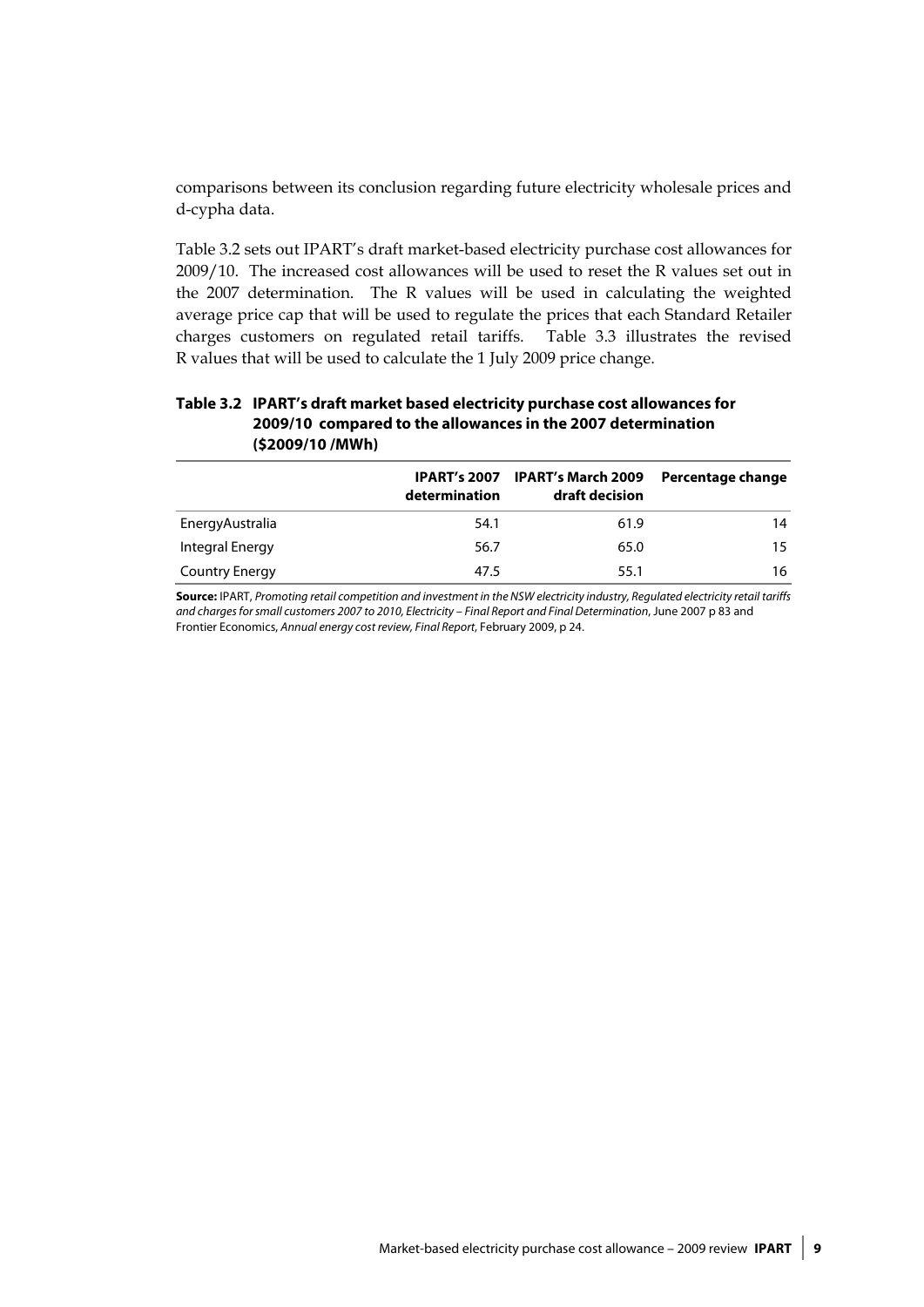comparisons between its conclusion regarding future electricity wholesale prices and d-cypha data.

Table 3.2 sets out IPART's draft market-based electricity purchase cost allowances for 2009/10. The increased cost allowances will be used to reset the R values set out in the 2007 determination. The R values will be used in calculating the weighted average price cap that will be used to regulate the prices that each Standard Retailer charges customers on regulated retail tariffs. Table 3.3 illustrates the revised R values that will be used to calculate the 1 July 2009 price change.

**Table 3.2 IPART's draft market based electricity purchase cost allowances for 2009/10 compared to the allowances in the 2007 determination ($2009/10 /MWh)**

| | IPART's 2007 determination | IPART's March 2009 draft decision | Percentage change |
|---|---|---|---|
| EnergyAustralia | 54.1 | 61.9 | 14 |
| Integral Energy | 56.7 | 65.0 | 15 |
| Country Energy | 47.5 | 55.1 | 16 |

**Source:** IPART, *Promoting retail competition and investment in the NSW electricity industry, Regulated electricity retail tariffs and charges for small customers 2007 to 2010, Electricity – Final Report and Final Determination*, June 2007 p 83 and Frontier Economics, *Annual energy cost review, Final Report*, February 2009, p 24.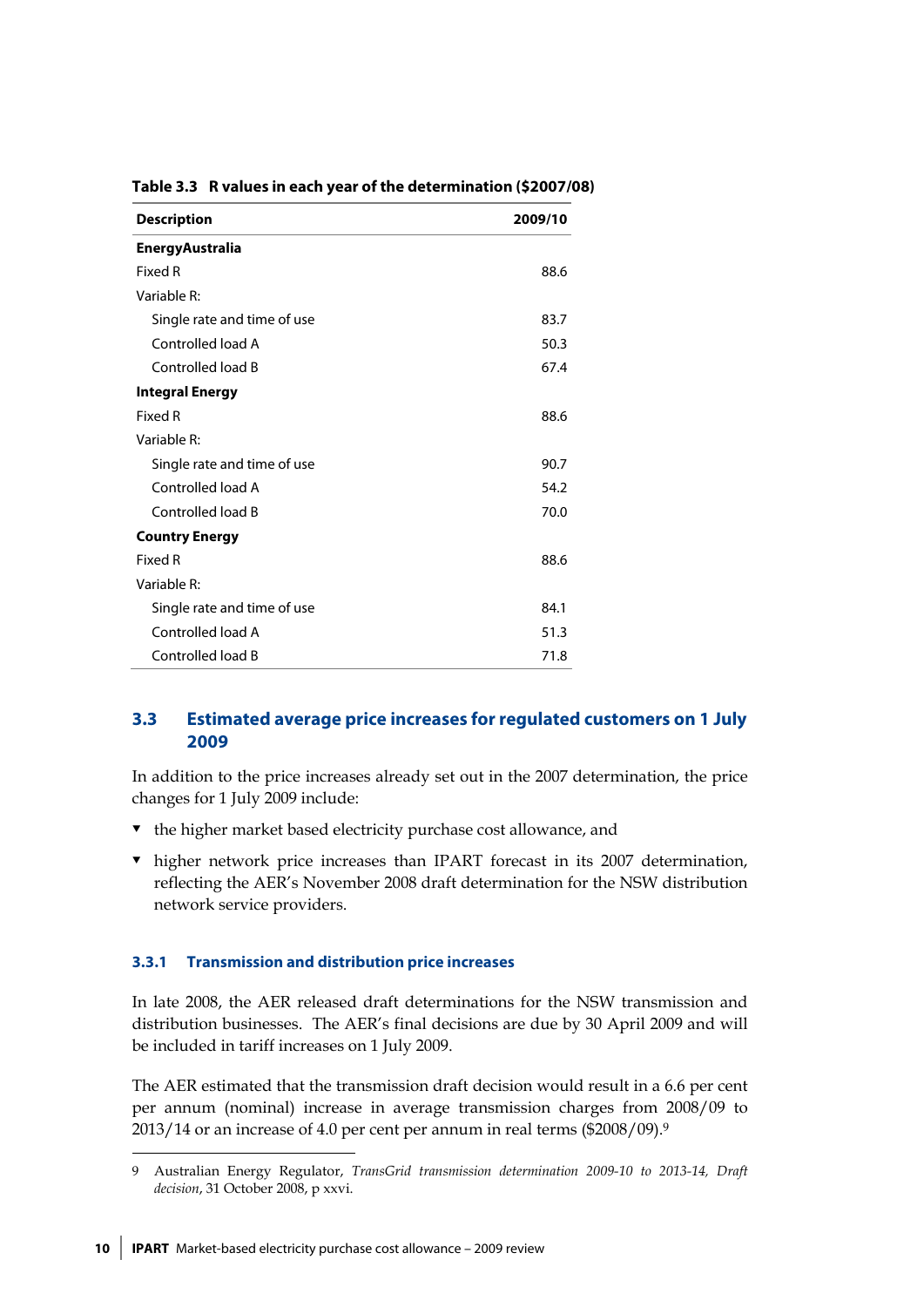**Table 3.3 R values in each year of the determination ($2007/08)**

| Description | 2009/10 |
|---|---|
| **EnergyAustralia** | |
| Fixed R | 88.6 |
| Variable R: | |
| Single rate and time of use | 83.7 |
| Controlled load A | 50.3 |
| Controlled load B | 67.4 |
| **Integral Energy** | |
| Fixed R | 88.6 |
| Variable R: | |
| Single rate and time of use | 90.7 |
| Controlled load A | 54.2 |
| Controlled load B | 70.0 |
| **Country Energy** | |
| Fixed R | 88.6 |
| Variable R: | |
| Single rate and time of use | 84.1 |
| Controlled load A | 51.3 |
| Controlled load B | 71.8 |

## 3.3 Estimated average price increases for regulated customers on 1 July 2009

In addition to the price increases already set out in the 2007 determination, the price changes for 1 July 2009 include:

- the higher market based electricity purchase cost allowance, and
- higher network price increases than IPART forecast in its 2007 determination, reflecting the AER's November 2008 draft determination for the NSW distribution network service providers.

### 3.3.1 Transmission and distribution price increases

In late 2008, the AER released draft determinations for the NSW transmission and distribution businesses. The AER's final decisions are due by 30 April 2009 and will be included in tariff increases on 1 July 2009.

The AER estimated that the transmission draft decision would result in a 6.6 per cent per annum (nominal) increase in average transmission charges from 2008/09 to 2013/14 or an increase of 4.0 per cent per annum in real terms ($2008/09).[9]

9 Australian Energy Regulator, *TransGrid transmission determination 2009-10 to 2013-14, Draft decision*, 31 October 2008, p xxvi.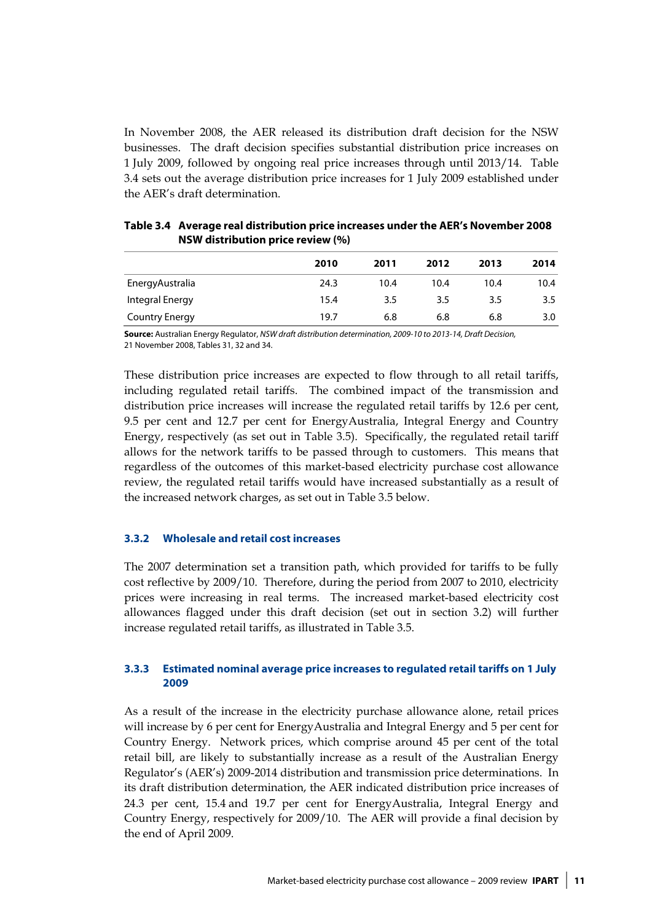In November 2008, the AER released its distribution draft decision for the NSW businesses. The draft decision specifies substantial distribution price increases on 1 July 2009, followed by ongoing real price increases through until 2013/14. Table 3.4 sets out the average distribution price increases for 1 July 2009 established under the AER's draft determination.

**Table 3.4 Average real distribution price increases under the AER's November 2008 NSW distribution price review (%)**

| | 2010 | 2011 | 2012 | 2013 | 2014 |
|---|---|---|---|---|---|
| EnergyAustralia | 24.3 | 10.4 | 10.4 | 10.4 | 10.4 |
| Integral Energy | 15.4 | 3.5 | 3.5 | 3.5 | 3.5 |
| Country Energy | 19.7 | 6.8 | 6.8 | 6.8 | 3.0 |

**Source:** Australian Energy Regulator, *NSW draft distribution determination, 2009-10 to 2013-14, Draft Decision,* 21 November 2008, Tables 31, 32 and 34.

These distribution price increases are expected to flow through to all retail tariffs, including regulated retail tariffs. The combined impact of the transmission and distribution price increases will increase the regulated retail tariffs by 12.6 per cent, 9.5 per cent and 12.7 per cent for EnergyAustralia, Integral Energy and Country Energy, respectively (as set out in Table 3.5). Specifically, the regulated retail tariff allows for the network tariffs to be passed through to customers. This means that regardless of the outcomes of this market-based electricity purchase cost allowance review, the regulated retail tariffs would have increased substantially as a result of the increased network charges, as set out in Table 3.5 below.

### 3.3.2 Wholesale and retail cost increases

The 2007 determination set a transition path, which provided for tariffs to be fully cost reflective by 2009/10. Therefore, during the period from 2007 to 2010, electricity prices were increasing in real terms. The increased market-based electricity cost allowances flagged under this draft decision (set out in section 3.2) will further increase regulated retail tariffs, as illustrated in Table 3.5.

### 3.3.3 Estimated nominal average price increases to regulated retail tariffs on 1 July 2009

As a result of the increase in the electricity purchase allowance alone, retail prices will increase by 6 per cent for EnergyAustralia and Integral Energy and 5 per cent for Country Energy. Network prices, which comprise around 45 per cent of the total retail bill, are likely to substantially increase as a result of the Australian Energy Regulator's (AER's) 2009-2014 distribution and transmission price determinations. In its draft distribution determination, the AER indicated distribution price increases of 24.3 per cent, 15.4 and 19.7 per cent for EnergyAustralia, Integral Energy and Country Energy, respectively for 2009/10. The AER will provide a final decision by the end of April 2009.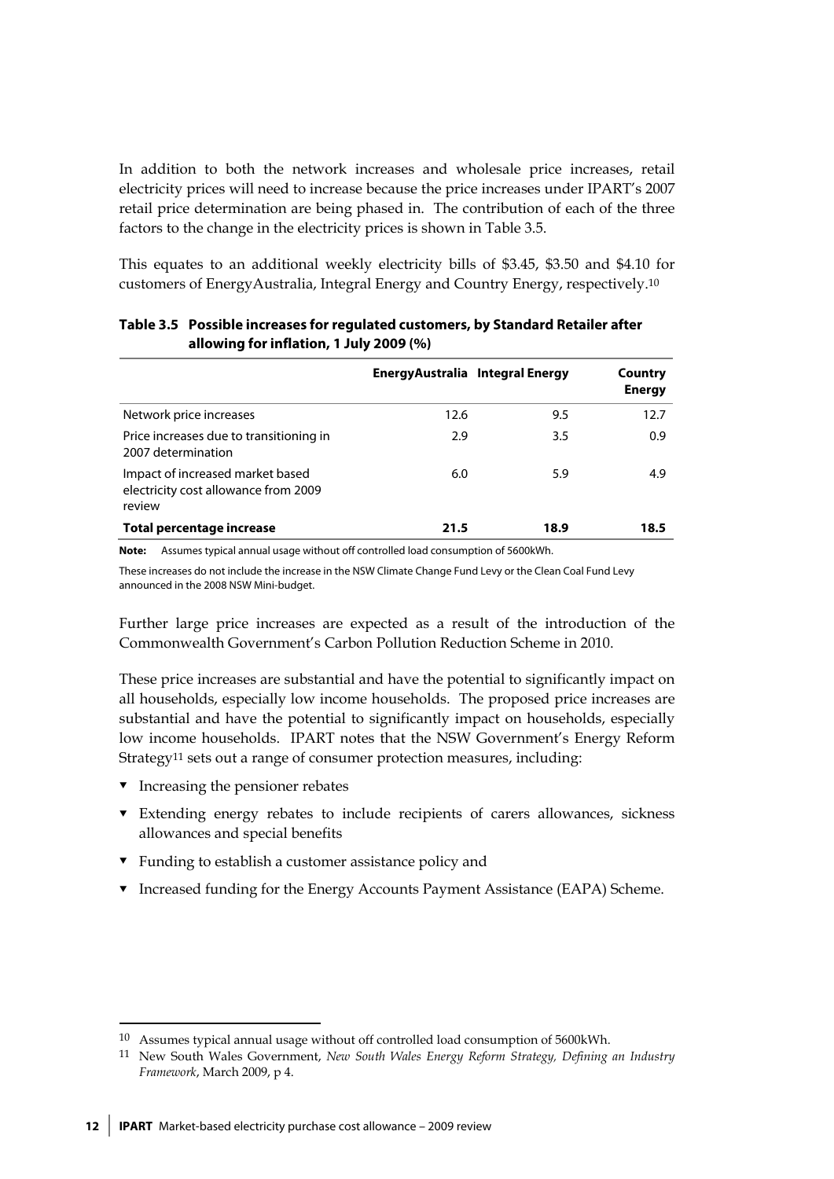In addition to both the network increases and wholesale price increases, retail electricity prices will need to increase because the price increases under IPART's 2007 retail price determination are being phased in. The contribution of each of the three factors to the change in the electricity prices is shown in Table 3.5.

This equates to an additional weekly electricity bills of $3.45, $3.50 and $4.10 for customers of EnergyAustralia, Integral Energy and Country Energy, respectively.[10]

**Table 3.5 Possible increases for regulated customers, by Standard Retailer after allowing for inflation, 1 July 2009 (%)**

| | EnergyAustralia | Integral Energy | Country Energy |
|---|---|---|---|
| Network price increases | 12.6 | 9.5 | 12.7 |
| Price increases due to transitioning in 2007 determination | 2.9 | 3.5 | 0.9 |
| Impact of increased market based electricity cost allowance from 2009 review | 6.0 | 5.9 | 4.9 |
| **Total percentage increase** | **21.5** | **18.9** | **18.5** |

**Note:** Assumes typical annual usage without off controlled load consumption of 5600kWh.

These increases do not include the increase in the NSW Climate Change Fund Levy or the Clean Coal Fund Levy announced in the 2008 NSW Mini-budget.

Further large price increases are expected as a result of the introduction of the Commonwealth Government's Carbon Pollution Reduction Scheme in 2010.

These price increases are substantial and have the potential to significantly impact on all households, especially low income households. The proposed price increases are substantial and have the potential to significantly impact on households, especially low income households. IPART notes that the NSW Government's Energy Reform Strategy[11] sets out a range of consumer protection measures, including:

- Increasing the pensioner rebates
- Extending energy rebates to include recipients of carers allowances, sickness allowances and special benefits
- Funding to establish a customer assistance policy and
- Increased funding for the Energy Accounts Payment Assistance (EAPA) Scheme.

[10] Assumes typical annual usage without off controlled load consumption of 5600kWh.

[11] New South Wales Government, *New South Wales Energy Reform Strategy, Defining an Industry Framework*, March 2009, p 4.